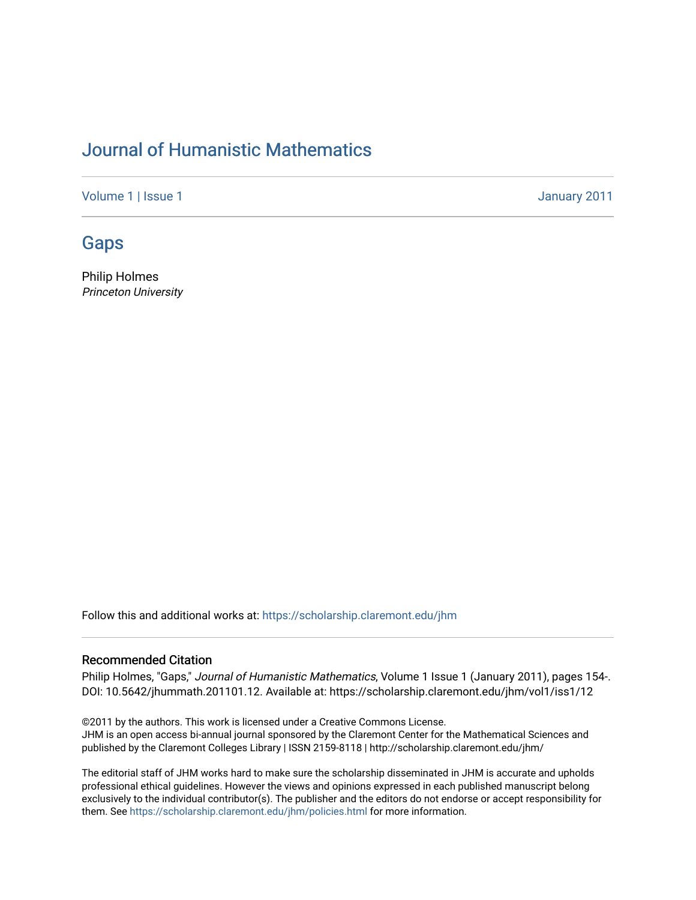# Journal of Humanistic Mathematics

Volume 1 | Issue 1 January 2011

## Gaps

Philip Holmes
*Princeton University*

Follow this and additional works at: https://scholarship.claremont.edu/jhm

### Recommended Citation

Philip Holmes, "Gaps," *Journal of Humanistic Mathematics*, Volume 1 Issue 1 (January 2011), pages 154-. DOI: 10.5642/jhummath.201101.12. Available at: https://scholarship.claremont.edu/jhm/vol1/iss1/12

©2011 by the authors. This work is licensed under a Creative Commons License.
JHM is an open access bi-annual journal sponsored by the Claremont Center for the Mathematical Sciences and published by the Claremont Colleges Library | ISSN 2159-8118 | http://scholarship.claremont.edu/jhm/

The editorial staff of JHM works hard to make sure the scholarship disseminated in JHM is accurate and upholds professional ethical guidelines. However the views and opinions expressed in each published manuscript belong exclusively to the individual contributor(s). The publisher and the editors do not endorse or accept responsibility for them. See https://scholarship.claremont.edu/jhm/policies.html for more information.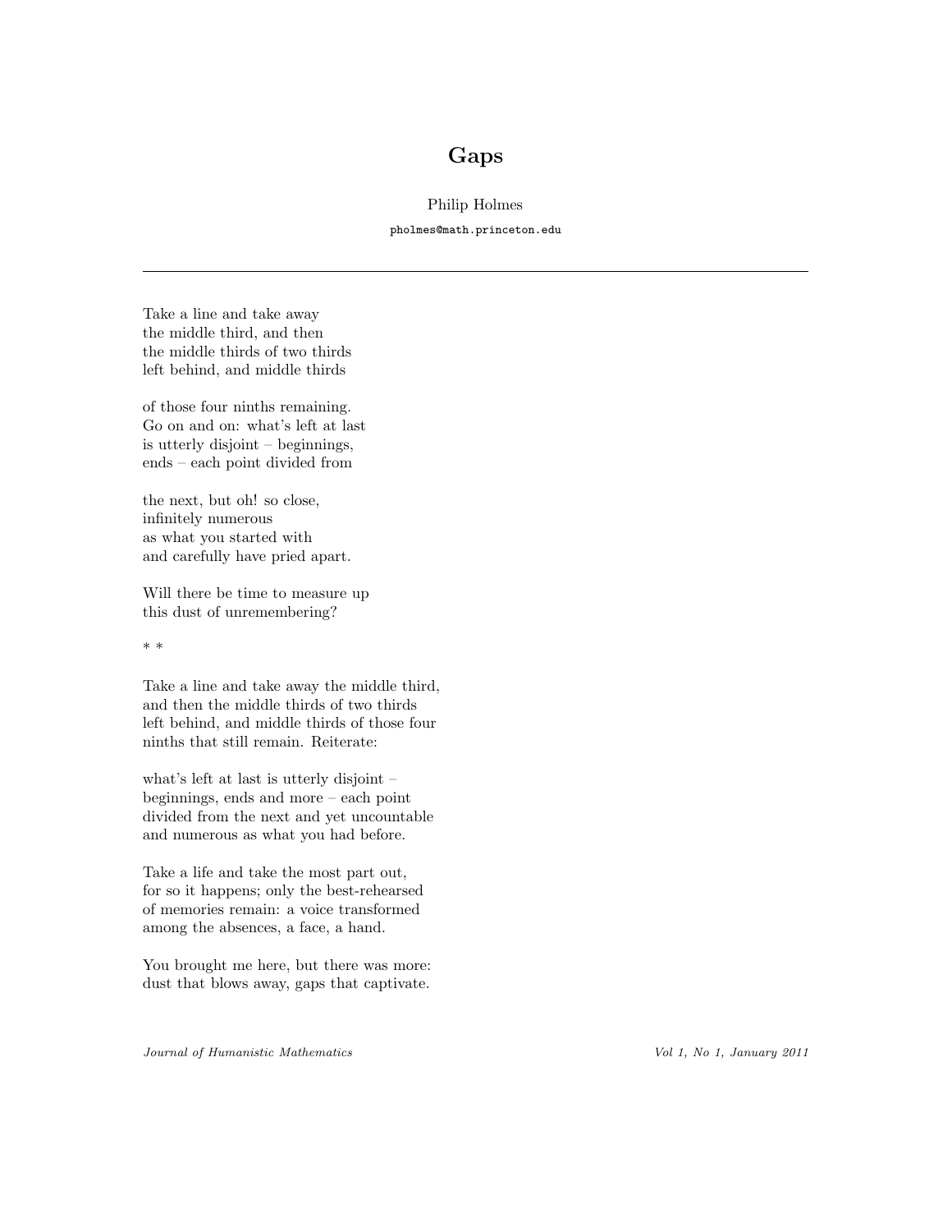# Gaps

Philip Holmes

pholmes@math.princeton.edu

---

Take a line and take away  
the middle third, and then  
the middle thirds of two thirds  
left behind, and middle thirds

of those four ninths remaining.  
Go on and on: what's left at last  
is utterly disjoint – beginnings,  
ends – each point divided from

the next, but oh! so close,  
infinitely numerous  
as what you started with  
and carefully have pried apart.

Will there be time to measure up  
this dust of unremembering?

\* \*

Take a line and take away the middle third,  
and then the middle thirds of two thirds  
left behind, and middle thirds of those four  
ninths that still remain. Reiterate:

what's left at last is utterly disjoint –  
beginnings, ends and more – each point  
divided from the next and yet uncountable  
and numerous as what you had before.

Take a life and take the most part out,  
for so it happens; only the best-rehearsed  
of memories remain: a voice transformed  
among the absences, a face, a hand.

You brought me here, but there was more:  
dust that blows away, gaps that captivate.